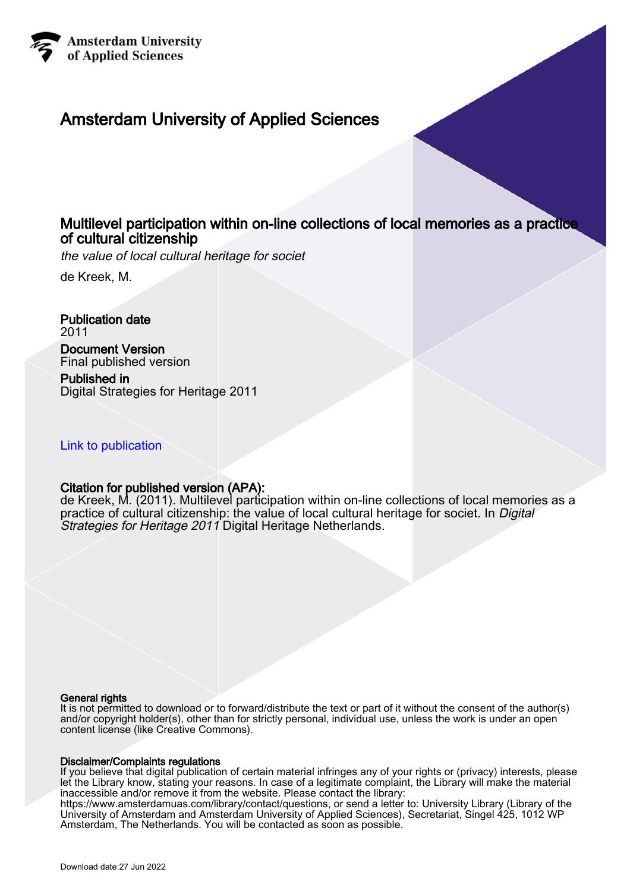**Amsterdam University of Applied Sciences**

# Amsterdam University of Applied Sciences

## Multilevel participation within on-line collections of local memories as a practice of cultural citizenship

*the value of local cultural heritage for societ*

de Kreek, M.

**Publication date**
2011

**Document Version**
Final published version

**Published in**
Digital Strategies for Heritage 2011

Link to publication

**Citation for published version (APA):**
de Kreek, M. (2011). Multilevel participation within on-line collections of local memories as a practice of cultural citizenship: the value of local cultural heritage for societ. In *Digital Strategies for Heritage 2011* Digital Heritage Netherlands.

**General rights**
It is not permitted to download or to forward/distribute the text or part of it without the consent of the author(s) and/or copyright holder(s), other than for strictly personal, individual use, unless the work is under an open content license (like Creative Commons).

**Disclaimer/Complaints regulations**
If you believe that digital publication of certain material infringes any of your rights or (privacy) interests, please let the Library know, stating your reasons. In case of a legitimate complaint, the Library will make the material inaccessible and/or remove it from the website. Please contact the library: https://www.amsterdamuas.com/library/contact/questions, or send a letter to: University Library (Library of the University of Amsterdam and Amsterdam University of Applied Sciences), Secretariat, Singel 425, 1012 WP Amsterdam, The Netherlands. You will be contacted as soon as possible.

Download date:27 Jun 2022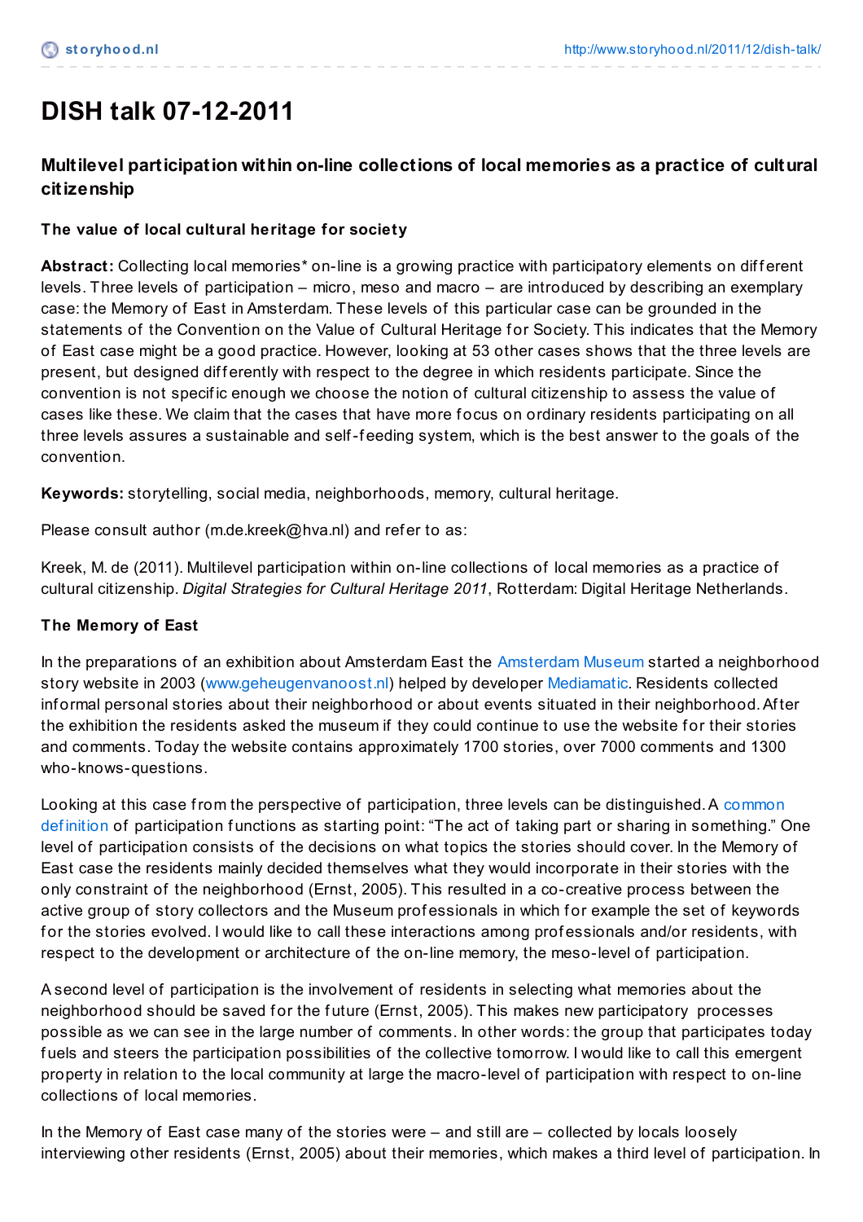# DISH talk 07-12-2011

### Multilevel participation within on-line collections of local memories as a practice of cultural citizenship

#### The value of local cultural heritage for society

**Abstract:** Collecting local memories* on-line is a growing practice with participatory elements on different levels. Three levels of participation – micro, meso and macro – are introduced by describing an exemplary case: the Memory of East in Amsterdam. These levels of this particular case can be grounded in the statements of the Convention on the Value of Cultural Heritage for Society. This indicates that the Memory of East case might be a good practice. However, looking at 53 other cases shows that the three levels are present, but designed differently with respect to the degree in which residents participate. Since the convention is not specific enough we choose the notion of cultural citizenship to assess the value of cases like these. We claim that the cases that have more focus on ordinary residents participating on all three levels assures a sustainable and self-feeding system, which is the best answer to the goals of the convention.

**Keywords:** storytelling, social media, neighborhoods, memory, cultural heritage.

Please consult author (m.de.kreek@hva.nl) and refer to as:

Kreek, M. de (2011). Multilevel participation within on-line collections of local memories as a practice of cultural citizenship. *Digital Strategies for Cultural Heritage 2011*, Rotterdam: Digital Heritage Netherlands.

#### The Memory of East

In the preparations of an exhibition about Amsterdam East the Amsterdam Museum started a neighborhood story website in 2003 (www.geheugenvanoost.nl) helped by developer Mediamatic. Residents collected informal personal stories about their neighborhood or about events situated in their neighborhood. After the exhibition the residents asked the museum if they could continue to use the website for their stories and comments. Today the website contains approximately 1700 stories, over 7000 comments and 1300 who-knows-questions.

Looking at this case from the perspective of participation, three levels can be distinguished. A common definition of participation functions as starting point: "The act of taking part or sharing in something." One level of participation consists of the decisions on what topics the stories should cover. In the Memory of East case the residents mainly decided themselves what they would incorporate in their stories with the only constraint of the neighborhood (Ernst, 2005). This resulted in a co-creative process between the active group of story collectors and the Museum professionals in which for example the set of keywords for the stories evolved. I would like to call these interactions among professionals and/or residents, with respect to the development or architecture of the on-line memory, the meso-level of participation.

A second level of participation is the involvement of residents in selecting what memories about the neighborhood should be saved for the future (Ernst, 2005). This makes new participatory processes possible as we can see in the large number of comments. In other words: the group that participates today fuels and steers the participation possibilities of the collective tomorrow. I would like to call this emergent property in relation to the local community at large the macro-level of participation with respect to on-line collections of local memories.

In the Memory of East case many of the stories were – and still are – collected by locals loosely interviewing other residents (Ernst, 2005) about their memories, which makes a third level of participation. In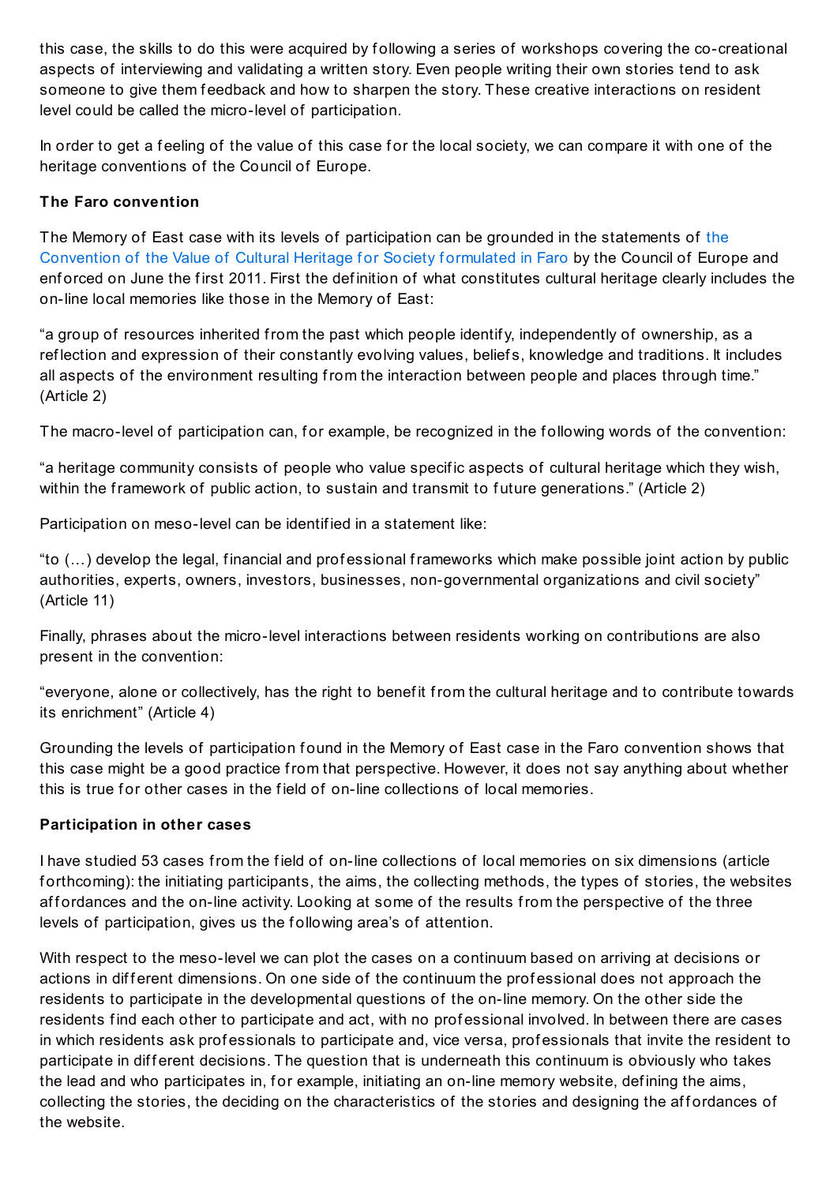this case, the skills to do this were acquired by following a series of workshops covering the co-creational aspects of interviewing and validating a written story. Even people writing their own stories tend to ask someone to give them feedback and how to sharpen the story. These creative interactions on resident level could be called the micro-level of participation.

In order to get a feeling of the value of this case for the local society, we can compare it with one of the heritage conventions of the Council of Europe.

**The Faro convention**

The Memory of East case with its levels of participation can be grounded in the statements of the Convention of the Value of Cultural Heritage for Society formulated in Faro by the Council of Europe and enforced on June the first 2011. First the definition of what constitutes cultural heritage clearly includes the on-line local memories like those in the Memory of East:

"a group of resources inherited from the past which people identify, independently of ownership, as a reflection and expression of their constantly evolving values, beliefs, knowledge and traditions. It includes all aspects of the environment resulting from the interaction between people and places through time." (Article 2)

The macro-level of participation can, for example, be recognized in the following words of the convention:

"a heritage community consists of people who value specific aspects of cultural heritage which they wish, within the framework of public action, to sustain and transmit to future generations." (Article 2)

Participation on meso-level can be identified in a statement like:

"to (…) develop the legal, financial and professional frameworks which make possible joint action by public authorities, experts, owners, investors, businesses, non-governmental organizations and civil society" (Article 11)

Finally, phrases about the micro-level interactions between residents working on contributions are also present in the convention:

"everyone, alone or collectively, has the right to benefit from the cultural heritage and to contribute towards its enrichment" (Article 4)

Grounding the levels of participation found in the Memory of East case in the Faro convention shows that this case might be a good practice from that perspective. However, it does not say anything about whether this is true for other cases in the field of on-line collections of local memories.

**Participation in other cases**

I have studied 53 cases from the field of on-line collections of local memories on six dimensions (article forthcoming): the initiating participants, the aims, the collecting methods, the types of stories, the websites affordances and the on-line activity. Looking at some of the results from the perspective of the three levels of participation, gives us the following area's of attention.

With respect to the meso-level we can plot the cases on a continuum based on arriving at decisions or actions in different dimensions. On one side of the continuum the professional does not approach the residents to participate in the developmental questions of the on-line memory. On the other side the residents find each other to participate and act, with no professional involved. In between there are cases in which residents ask professionals to participate and, vice versa, professionals that invite the resident to participate in different decisions. The question that is underneath this continuum is obviously who takes the lead and who participates in, for example, initiating an on-line memory website, defining the aims, collecting the stories, the deciding on the characteristics of the stories and designing the affordances of the website.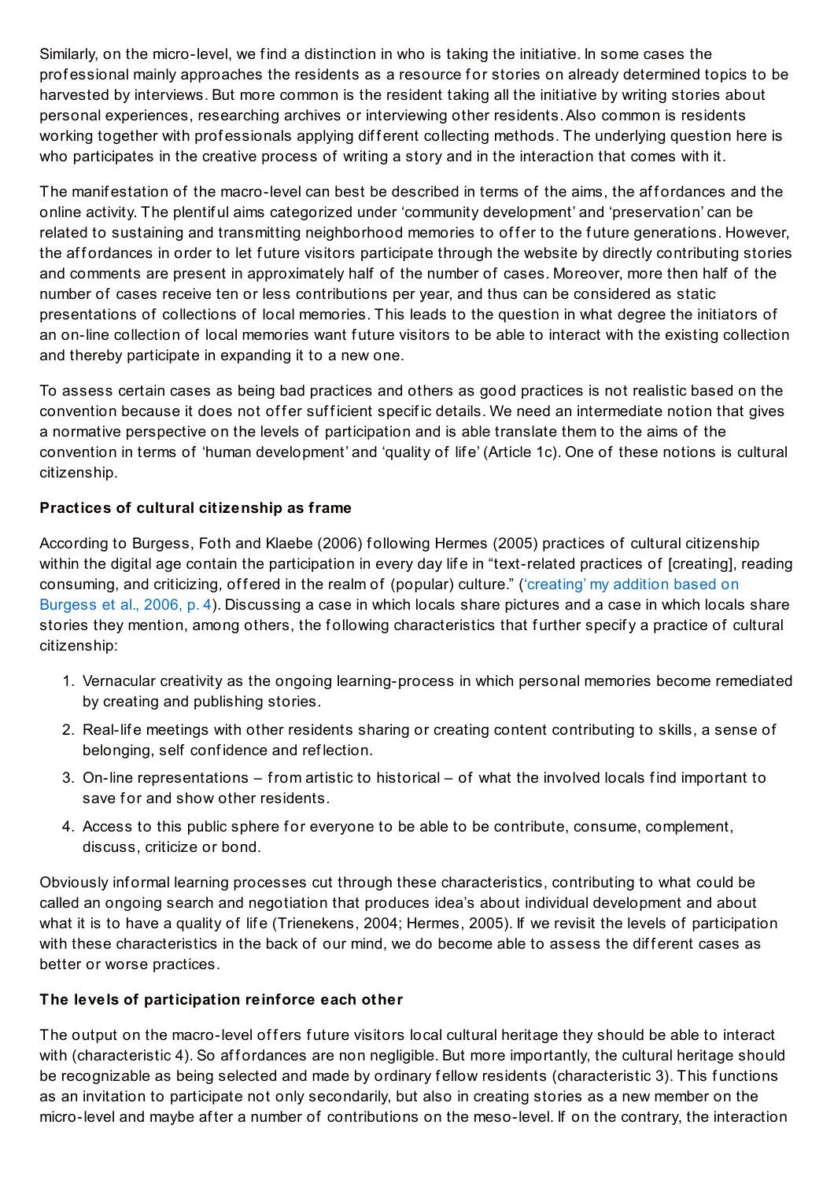Similarly, on the micro-level, we find a distinction in who is taking the initiative. In some cases the professional mainly approaches the residents as a resource for stories on already determined topics to be harvested by interviews. But more common is the resident taking all the initiative by writing stories about personal experiences, researching archives or interviewing other residents. Also common is residents working together with professionals applying different collecting methods. The underlying question here is who participates in the creative process of writing a story and in the interaction that comes with it.

The manifestation of the macro-level can best be described in terms of the aims, the affordances and the online activity. The plentiful aims categorized under 'community development' and 'preservation' can be related to sustaining and transmitting neighborhood memories to offer to the future generations. However, the affordances in order to let future visitors participate through the website by directly contributing stories and comments are present in approximately half of the number of cases. Moreover, more then half of the number of cases receive ten or less contributions per year, and thus can be considered as static presentations of collections of local memories. This leads to the question in what degree the initiators of an on-line collection of local memories want future visitors to be able to interact with the existing collection and thereby participate in expanding it to a new one.

To assess certain cases as being bad practices and others as good practices is not realistic based on the convention because it does not offer sufficient specific details. We need an intermediate notion that gives a normative perspective on the levels of participation and is able translate them to the aims of the convention in terms of 'human development' and 'quality of life' (Article 1c). One of these notions is cultural citizenship.

**Practices of cultural citizenship as frame**

According to Burgess, Foth and Klaebe (2006) following Hermes (2005) practices of cultural citizenship within the digital age contain the participation in every day life in "text-related practices of [creating], reading consuming, and criticizing, offered in the realm of (popular) culture." ('creating' my addition based on Burgess et al., 2006, p. 4). Discussing a case in which locals share pictures and a case in which locals share stories they mention, among others, the following characteristics that further specify a practice of cultural citizenship:

1. Vernacular creativity as the ongoing learning-process in which personal memories become remediated by creating and publishing stories.
2. Real-life meetings with other residents sharing or creating content contributing to skills, a sense of belonging, self confidence and reflection.
3. On-line representations – from artistic to historical – of what the involved locals find important to save for and show other residents.
4. Access to this public sphere for everyone to be able to be contribute, consume, complement, discuss, criticize or bond.

Obviously informal learning processes cut through these characteristics, contributing to what could be called an ongoing search and negotiation that produces idea's about individual development and about what it is to have a quality of life (Trienekens, 2004; Hermes, 2005). If we revisit the levels of participation with these characteristics in the back of our mind, we do become able to assess the different cases as better or worse practices.

**The levels of participation reinforce each other**

The output on the macro-level offers future visitors local cultural heritage they should be able to interact with (characteristic 4). So affordances are non negligible. But more importantly, the cultural heritage should be recognizable as being selected and made by ordinary fellow residents (characteristic 3). This functions as an invitation to participate not only secondarily, but also in creating stories as a new member on the micro-level and maybe after a number of contributions on the meso-level. If on the contrary, the interaction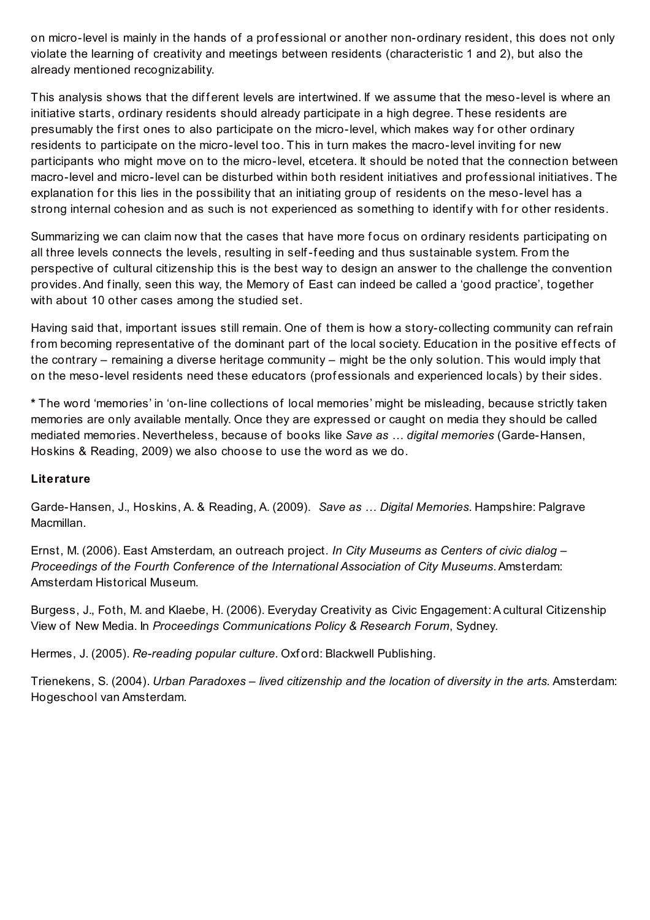on micro-level is mainly in the hands of a professional or another non-ordinary resident, this does not only violate the learning of creativity and meetings between residents (characteristic 1 and 2), but also the already mentioned recognizability.

This analysis shows that the different levels are intertwined. If we assume that the meso-level is where an initiative starts, ordinary residents should already participate in a high degree. These residents are presumably the first ones to also participate on the micro-level, which makes way for other ordinary residents to participate on the micro-level too. This in turn makes the macro-level inviting for new participants who might move on to the micro-level, etcetera. It should be noted that the connection between macro-level and micro-level can be disturbed within both resident initiatives and professional initiatives. The explanation for this lies in the possibility that an initiating group of residents on the meso-level has a strong internal cohesion and as such is not experienced as something to identify with for other residents.

Summarizing we can claim now that the cases that have more focus on ordinary residents participating on all three levels connects the levels, resulting in self-feeding and thus sustainable system. From the perspective of cultural citizenship this is the best way to design an answer to the challenge the convention provides. And finally, seen this way, the Memory of East can indeed be called a 'good practice', together with about 10 other cases among the studied set.

Having said that, important issues still remain. One of them is how a story-collecting community can refrain from becoming representative of the dominant part of the local society. Education in the positive effects of the contrary – remaining a diverse heritage community – might be the only solution. This would imply that on the meso-level residents need these educators (professionals and experienced locals) by their sides.

**\*** The word 'memories' in 'on-line collections of local memories' might be misleading, because strictly taken memories are only available mentally. Once they are expressed or caught on media they should be called mediated memories. Nevertheless, because of books like *Save as … digital memories* (Garde-Hansen, Hoskins & Reading, 2009) we also choose to use the word as we do.

**Literature**

Garde-Hansen, J., Hoskins, A. & Reading, A. (2009). *Save as … Digital Memories*. Hampshire: Palgrave Macmillan.

Ernst, M. (2006). East Amsterdam, an outreach project. *In City Museums as Centers of civic dialog – Proceedings of the Fourth Conference of the International Association of City Museums*. Amsterdam: Amsterdam Historical Museum.

Burgess, J., Foth, M. and Klaebe, H. (2006). Everyday Creativity as Civic Engagement: A cultural Citizenship View of New Media. In *Proceedings Communications Policy & Research Forum*, Sydney.

Hermes, J. (2005). *Re-reading popular culture*. Oxford: Blackwell Publishing.

Trienekens, S. (2004). *Urban Paradoxes – lived citizenship and the location of diversity in the arts.* Amsterdam: Hogeschool van Amsterdam.